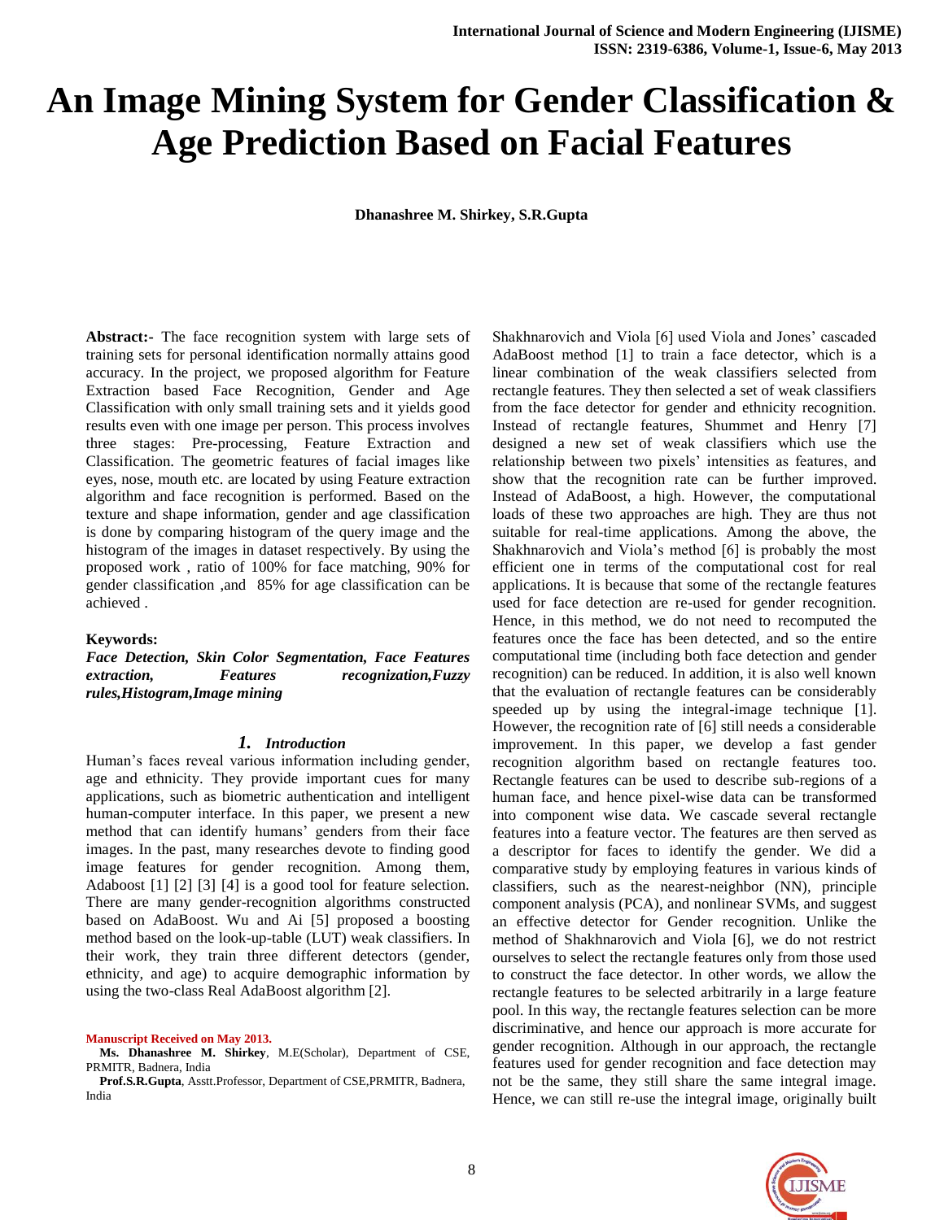# An Image Mining System for Gender Classification & Age Prediction Based on Facial Features

**Dhanashree M. Shirkey, S.R.Gupta**

**Abstract:-** The face recognition system with large sets of training sets for personal identification normally attains good accuracy. In the project, we proposed algorithm for Feature Extraction based Face Recognition, Gender and Age Classification with only small training sets and it yields good results even with one image per person. This process involves three stages: Pre-processing, Feature Extraction and Classification. The geometric features of facial images like eyes, nose, mouth etc. are located by using Feature extraction algorithm and face recognition is performed. Based on the texture and shape information, gender and age classification is done by comparing histogram of the query image and the histogram of the images in dataset respectively. By using the proposed work , ratio of 100% for face matching, 90% for gender classification ,and 85% for age classification can be achieved .

**Keywords:**

***Face Detection, Skin Color Segmentation, Face Features extraction, Features recognization,Fuzzy rules,Histogram,Image mining***

## 1. *Introduction*

Human's faces reveal various information including gender, age and ethnicity. They provide important cues for many applications, such as biometric authentication and intelligent human-computer interface. In this paper, we present a new method that can identify humans' genders from their face images. In the past, many researches devote to finding good image features for gender recognition. Among them, Adaboost [1] [2] [3] [4] is a good tool for feature selection. There are many gender-recognition algorithms constructed based on AdaBoost. Wu and Ai [5] proposed a boosting method based on the look-up-table (LUT) weak classifiers. In their work, they train three different detectors (gender, ethnicity, and age) to acquire demographic information by using the two-class Real AdaBoost algorithm [2].

**Manuscript Received on May 2013.**

**Ms. Dhanashree M. Shirkey**, M.E(Scholar), Department of CSE, PRMITR, Badnera, India

**Prof.S.R.Gupta**, Asstt.Professor, Department of CSE,PRMITR, Badnera, India

Shakhnarovich and Viola [6] used Viola and Jones' cascaded AdaBoost method [1] to train a face detector, which is a linear combination of the weak classifiers selected from rectangle features. They then selected a set of weak classifiers from the face detector for gender and ethnicity recognition. Instead of rectangle features, Shummet and Henry [7] designed a new set of weak classifiers which use the relationship between two pixels' intensities as features, and show that the recognition rate can be further improved. Instead of AdaBoost, a high. However, the computational loads of these two approaches are high. They are thus not suitable for real-time applications. Among the above, the Shakhnarovich and Viola's method [6] is probably the most efficient one in terms of the computational cost for real applications. It is because that some of the rectangle features used for face detection are re-used for gender recognition. Hence, in this method, we do not need to recomputed the features once the face has been detected, and so the entire computational time (including both face detection and gender recognition) can be reduced. In addition, it is also well known that the evaluation of rectangle features can be considerably speeded up by using the integral-image technique [1]. However, the recognition rate of [6] still needs a considerable improvement. In this paper, we develop a fast gender recognition algorithm based on rectangle features too. Rectangle features can be used to describe sub-regions of a human face, and hence pixel-wise data can be transformed into component wise data. We cascade several rectangle features into a feature vector. The features are then served as a descriptor for faces to identify the gender. We did a comparative study by employing features in various kinds of classifiers, such as the nearest-neighbor (NN), principle component analysis (PCA), and nonlinear SVMs, and suggest an effective detector for Gender recognition. Unlike the method of Shakhnarovich and Viola [6], we do not restrict ourselves to select the rectangle features only from those used to construct the face detector. In other words, we allow the rectangle features to be selected arbitrarily in a large feature pool. In this way, the rectangle features selection can be more discriminative, and hence our approach is more accurate for gender recognition. Although in our approach, the rectangle features used for gender recognition and face detection may not be the same, they still share the same integral image. Hence, we can still re-use the integral image, originally built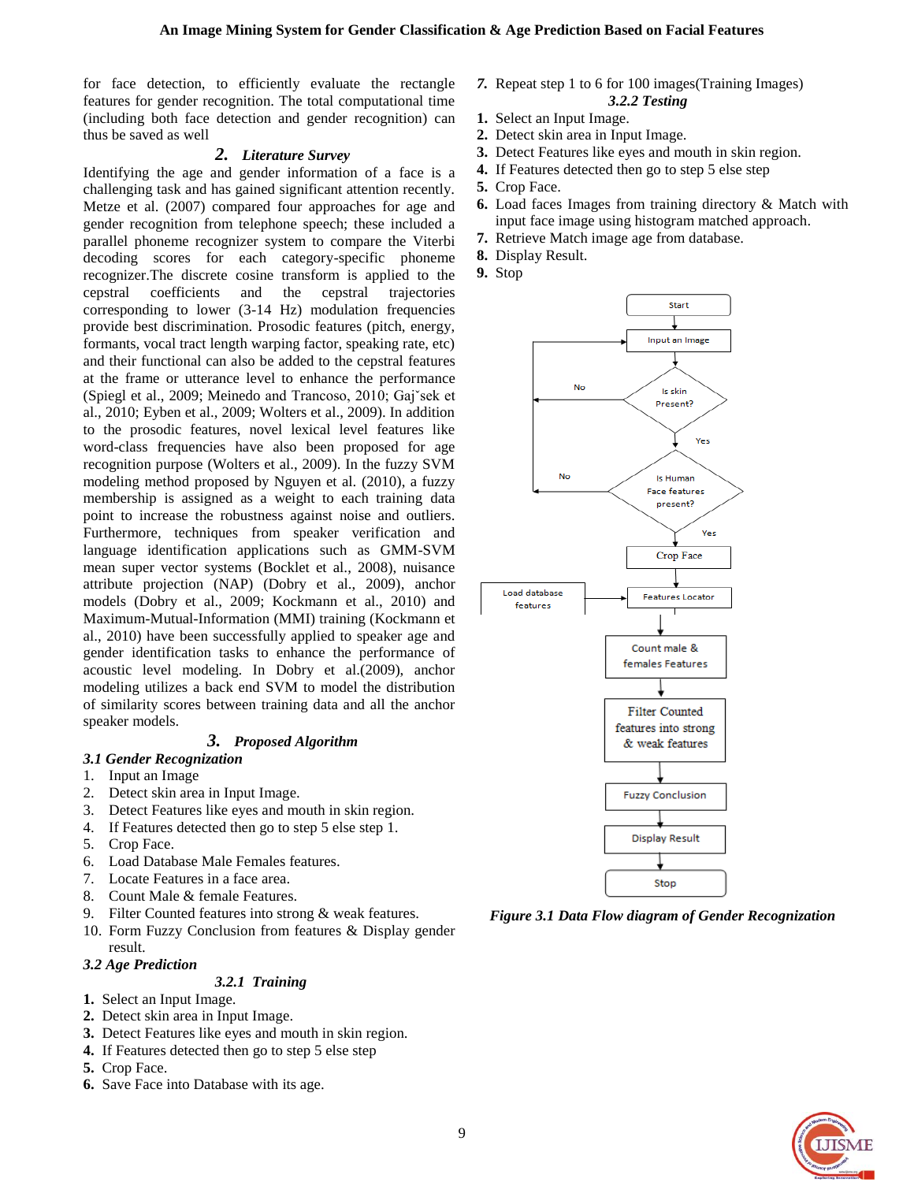for face detection, to efficiently evaluate the rectangle features for gender recognition. The total computational time (including both face detection and gender recognition) can thus be saved as well

## 2. *Literature Survey*

Identifying the age and gender information of a face is a challenging task and has gained significant attention recently. Metze et al. (2007) compared four approaches for age and gender recognition from telephone speech; these included a parallel phoneme recognizer system to compare the Viterbi decoding scores for each category-specific phoneme recognizer.The discrete cosine transform is applied to the cepstral coefficients and the cepstral trajectories corresponding to lower (3-14 Hz) modulation frequencies provide best discrimination. Prosodic features (pitch, energy, formants, vocal tract length warping factor, speaking rate, etc) and their functional can also be added to the cepstral features at the frame or utterance level to enhance the performance (Spiegl et al., 2009; Meinedo and Trancoso, 2010; Gaj`sek et al., 2010; Eyben et al., 2009; Wolters et al., 2009). In addition to the prosodic features, novel lexical level features like word-class frequencies have also been proposed for age recognition purpose (Wolters et al., 2009). In the fuzzy SVM modeling method proposed by Nguyen et al. (2010), a fuzzy membership is assigned as a weight to each training data point to increase the robustness against noise and outliers. Furthermore, techniques from speaker verification and language identification applications such as GMM-SVM mean super vector systems (Bocklet et al., 2008), nuisance attribute projection (NAP) (Dobry et al., 2009), anchor models (Dobry et al., 2009; Kockmann et al., 2010) and Maximum-Mutual-Information (MMI) training (Kockmann et al., 2010) have been successfully applied to speaker age and gender identification tasks to enhance the performance of acoustic level modeling. In Dobry et al.(2009), anchor modeling utilizes a back end SVM to model the distribution of similarity scores between training data and all the anchor speaker models.

## 3. *Proposed Algorithm*

### *3.1 Gender Recognition*

1. Input an Image
2. Detect skin area in Input Image.
3. Detect Features like eyes and mouth in skin region.
4. If Features detected then go to step 5 else step 1.
5. Crop Face.
6. Load Database Male Females features.
7. Locate Features in a face area.
8. Count Male & female Features.
9. Filter Counted features into strong & weak features.
10. Form Fuzzy Conclusion from features & Display gender result.

### *3.2 Age Prediction*

#### *3.2.1 Training*

1. Select an Input Image.
2. Detect skin area in Input Image.
3. Detect Features like eyes and mouth in skin region.
4. If Features detected then go to step 5 else step
5. Crop Face.
6. Save Face into Database with its age.
7. Repeat step 1 to 6 for 100 images(Training Images)

#### *3.2.2 Testing*

1. Select an Input Image.
2. Detect skin area in Input Image.
3. Detect Features like eyes and mouth in skin region.
4. If Features detected then go to step 5 else step
5. Crop Face.
6. Load faces Images from training directory & Match with input face image using histogram matched approach.
7. Retrieve Match image age from database.
8. Display Result.
9. Stop

Start
Input an Image
Is skin Present?
No
Yes
Is Human Face features present?
No
Yes
Crop Face
Load database features
Features Locator
Count male & females Features
Filter Counted features into strong & weak features
Fuzzy Conclusion
Display Result
Stop

*Figure 3.1 Data Flow diagram of Gender Recognization*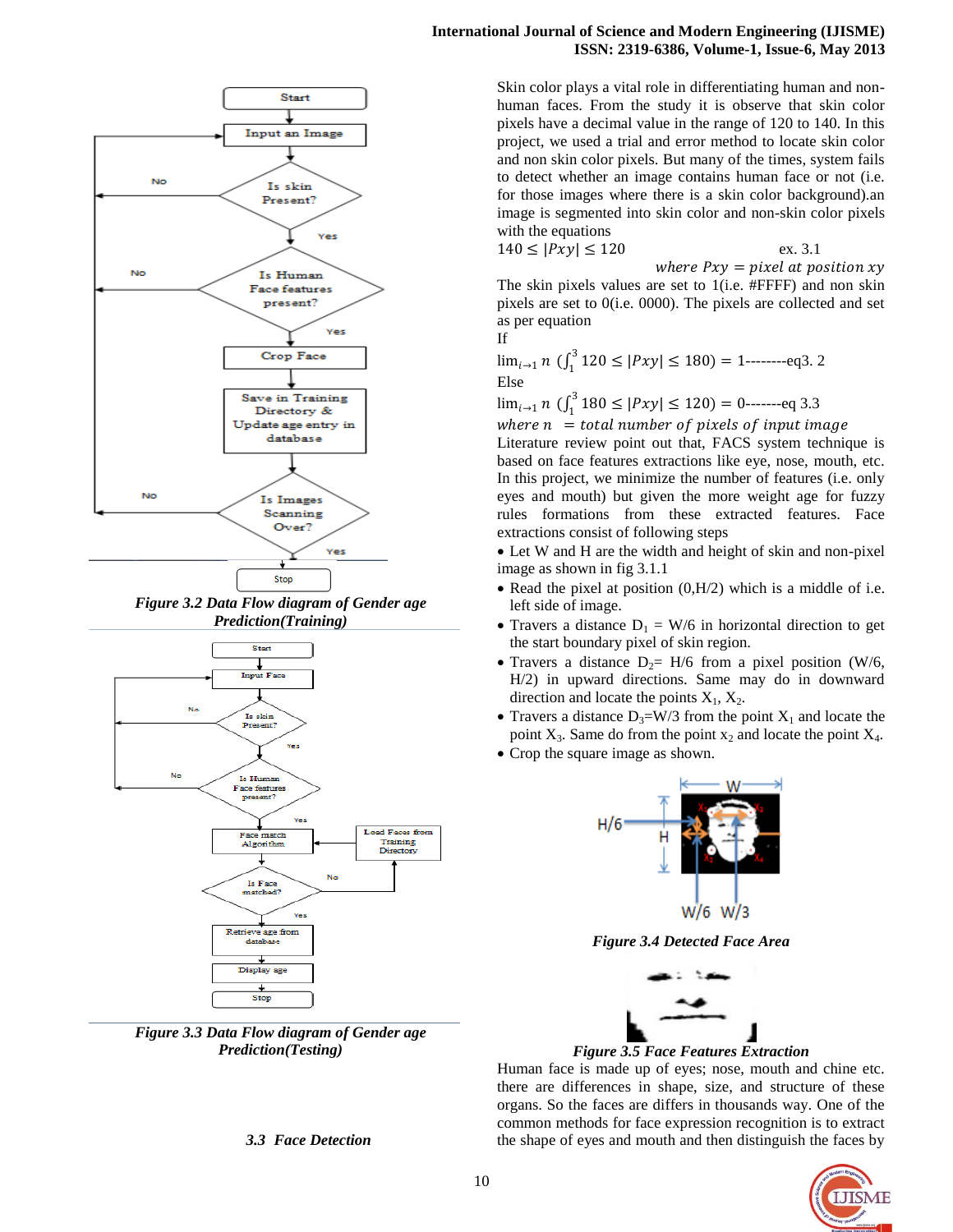Figure 3.2 Data Flow diagram of Gender age Prediction(Training)

Figure 3.3 Data Flow diagram of Gender age Prediction(Testing)

### 3.3 Face Detection

Skin color plays a vital role in differentiating human and non-human faces. From the study it is observe that skin color pixels have a decimal value in the range of 120 to 140. In this project, we used a trial and error method to locate skin color and non skin color pixels. But many of the times, system fails to detect whether an image contains human face or not (i.e. for those images where there is a skin color background).an image is segmented into skin color and non-skin color pixels with the equations

$140 \le |Pxy| \le 120$ ex. 3.1

$where\ Pxy = pixel\ at\ position\ xy$

The skin pixels values are set to 1(i.e. #FFFF) and non skin pixels are set to 0(i.e. 0000). The pixels are collected and set as per equation

If

$\lim_{i \to 1} n \ (\int_1^3 120 \le |Pxy| \le 180) = 1$--------eq3. 2

Else

$\lim_{i \to 1} n \ (\int_1^3 180 \le |Pxy| \le 120) = 0$-------eq 3.3

$where\ n\ = total\ number\ of\ pixels\ of\ input\ image$

Literature review point out that, FACS system technique is based on face features extractions like eye, nose, mouth, etc. In this project, we minimize the number of features (i.e. only eyes and mouth) but given the more weight age for fuzzy rules formations from these extracted features. Face extractions consist of following steps

- Let W and H are the width and height of skin and non-pixel image as shown in fig 3.1.1
- Read the pixel at position (0,H/2) which is a middle of i.e. left side of image.
- Travers a distance $D_1$ = W/6 in horizontal direction to get the start boundary pixel of skin region.
- Travers a distance $D_2$= H/6 from a pixel position (W/6, H/2) in upward directions. Same may do in downward direction and locate the points $X_1$, $X_2$.
- Travers a distance $D_3$=W/3 from the point $X_1$ and locate the point $X_3$. Same do from the point $x_2$ and locate the point $X_4$.
- Crop the square image as shown.

Figure 3.4 Detected Face Area

Figure 3.5 Face Features Extraction

Human face is made up of eyes; nose, mouth and chine etc. there are differences in shape, size, and structure of these organs. So the faces are differs in thousands way. One of the common methods for face expression recognition is to extract the shape of eyes and mouth and then distinguish the faces by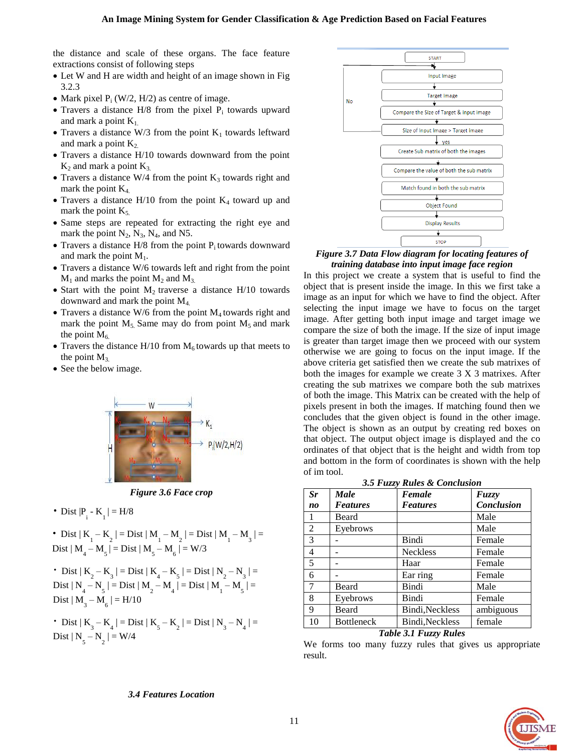the distance and scale of these organs. The face feature extractions consist of following steps

- Let W and H are width and height of an image shown in Fig 3.2.3
- Mark pixel $P_i$ (W/2, H/2) as centre of image.
- Travers a distance H/8 from the pixel $P_i$ towards upward and mark a point $K_1$.
- Travers a distance W/3 from the point $K_1$ towards leftward and mark a point $K_2$.
- Travers a distance H/10 towards downward from the point $K_2$ and mark a point $K_3$.
- Travers a distance W/4 from the point $K_3$ towards right and mark the point $K_4$.
- Travers a distance H/10 from the point $K_4$ toward up and mark the point $K_5$.
- Same steps are repeated for extracting the right eye and mark the point $N_2$, $N_3$, $N_4$, and N5.
- Travers a distance H/8 from the point $P_i$ towards downward and mark the point $M_1$.
- Travers a distance W/6 towards left and right from the point $M_1$ and marks the point $M_2$ and $M_3$.
- Start with the point $M_2$ traverse a distance H/10 towards downward and mark the point $M_4$.
- Travers a distance W/6 from the point $M_4$ towards right and mark the point $M_5$. Same may do from point $M_5$ and mark the point $M_6$.
- Travers the distance H/10 from $M_6$ towards up that meets to the point $M_3$.
- See the below image.

W

H

$K_1$

$P_i$(W/2,H/2)

*Figure 3.6 Face crop*

- Dist $|P_i - K_1| = H/8$

- Dist $|K_1 - K_2|$ = Dist $|M_1 - M_2|$ = Dist $|M_1 - M_3|$ = Dist $|M_4 - M_5|$ = Dist $|M_5 - M_6|$ = W/3

- Dist $|K_2 - K_3|$ = Dist $|K_4 - K_5|$ = Dist $|N_2 - N_3|$ = Dist $|N_4 - N_5|$ = Dist $|M_2 - M_4|$ = Dist $|M_1 - M_5|$ = Dist $|M_3 - M_6|$ = H/10

- Dist $|K_3 - K_4|$ = Dist $|K_5 - K_2|$ = Dist $|N_3 - N_4|$ = Dist $|N_5 - N_2|$ = W/4

### 3.4 Features Location

START

Input Image

Target Image

Compare the Size of Target & Input image

Size of Input Image > Target image

No

yes

Create Sub matrix of both the images

Compare the value of both the sub matrix

Match found in both the sub matrix

Object Found

Display Results

STOP

*Figure 3.7 Data Flow diagram for locating features of training database into input image face region*

In this project we create a system that is useful to find the object that is present inside the image. In this we first take a image as an input for which we have to find the object. After selecting the input image we have to focus on the target image. After getting both input image and target image we compare the size of both the image. If the size of input image is greater than target image then we proceed with our system otherwise we are going to focus on the input image. If the above criteria get satisfied then we create the sub matrixes of both the images for example we create 3 X 3 matrixes. After creating the sub matrixes we compare both the sub matrixes of both the image. This Matrix can be created with the help of pixels present in both the images. If matching found then we concludes that the given object is found in the other image. The object is shown as an output by creating red boxes on that object. The output object image is displayed and the co ordinates of that object is the height and width from top and bottom in the form of coordinates is shown with the help of im tool.

### 3.5 Fuzzy Rules & Conclusion

| Sr no | Male Features | Female Features | Fuzzy Conclusion |
|---|---|---|---|
| 1 | Beard | | Male |
| 2 | Eyebrows | | Male |
| 3 | - | Bindi | Female |
| 4 | - | Neckless | Female |
| 5 | - | Haar | Female |
| 6 | - | Ear ring | Female |
| 7 | Beard | Bindi | Male |
| 8 | Eyebrows | Bindi | Female |
| 9 | Beard | Bindi,Neckless | ambiguous |
| 10 | Bottleneck | Bindi,Neckless | female |

*Table 3.1 Fuzzy Rules*

We forms too many fuzzy rules that gives us appropriate result.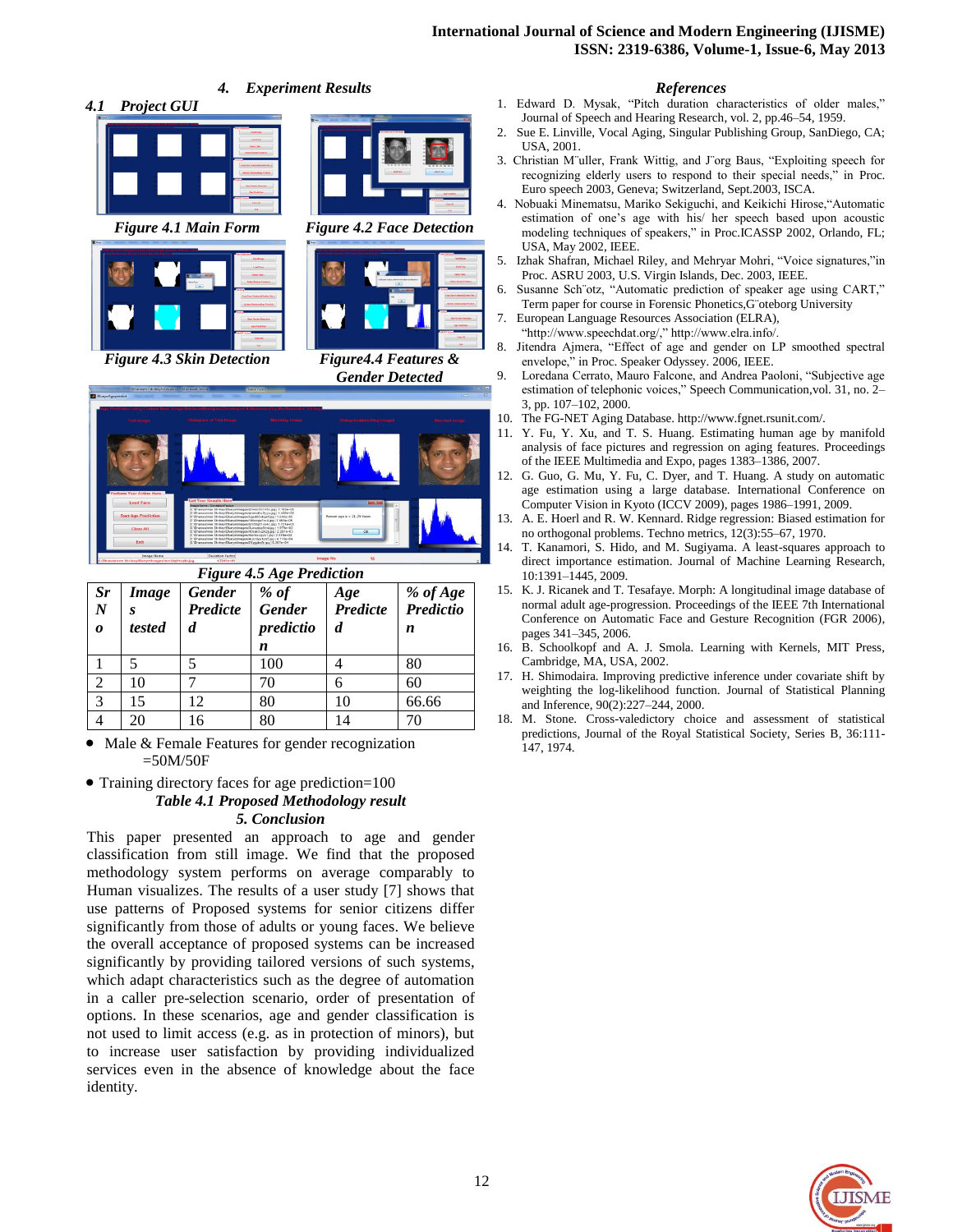## 4. Experiment Results

### 4.1 Project GUI

*Figure 4.1 Main Form*

*Figure 4.2 Face Detection*

*Figure 4.3 Skin Detection*

*Figure4.4 Features & Gender Detected*

*Figure 4.5 Age Prediction*

| Sr No | Images tested | Gender Predicted | % of Gender prediction | Age Predicted | % of Age Prediction |
|---|---|---|---|---|---|
| 1 | 5 | 5 | 100 | 4 | 80 |
| 2 | 10 | 7 | 70 | 6 | 60 |
| 3 | 15 | 12 | 80 | 10 | 66.66 |
| 4 | 20 | 16 | 80 | 14 | 70 |

- Male & Female Features for gender recognition =50M/50F
- Training directory faces for age prediction=100

*Table 4.1 Proposed Methodology result*

## 5. Conclusion

This paper presented an approach to age and gender classification from still image. We find that the proposed methodology system performs on average comparably to Human visualizes. The results of a user study [7] shows that use patterns of Proposed systems for senior citizens differ significantly from those of adults or young faces. We believe the overall acceptance of proposed systems can be increased significantly by providing tailored versions of such systems, which adapt characteristics such as the degree of automation in a caller pre-selection scenario, order of presentation of options. In these scenarios, age and gender classification is not used to limit access (e.g. as in protection of minors), but to increase user satisfaction by providing individualized services even in the absence of knowledge about the face identity.

## References

1. Edward D. Mysak, "Pitch duration characteristics of older males," Journal of Speech and Hearing Research, vol. 2, pp.46–54, 1959.
2. Sue E. Linville, Vocal Aging, Singular Publishing Group, SanDiego, CA; USA, 2001.
3. Christian M¨uller, Frank Wittig, and J¨org Baus, "Exploiting speech for recognizing elderly users to respond to their special needs," in Proc. Euro speech 2003, Geneva; Switzerland, Sept.2003, ISCA.
4. Nobuaki Minematsu, Mariko Sekiguchi, and Keikichi Hirose,"Automatic estimation of one's age with his/ her speech based upon acoustic modeling techniques of speakers," in Proc.ICASSP 2002, Orlando, FL; USA, May 2002, IEEE.
5. Izhak Shafran, Michael Riley, and Mehryar Mohri, "Voice signatures,"in Proc. ASRU 2003, U.S. Virgin Islands, Dec. 2003, IEEE.
6. Susanne Sch¨otz, "Automatic prediction of speaker age using CART," Term paper for course in Forensic Phonetics,G¨oteborg University
7. European Language Resources Association (ELRA), "http://www.speechdat.org/," http://www.elra.info/.
8. Jitendra Ajmera, "Effect of age and gender on LP smoothed spectral envelope," in Proc. Speaker Odyssey. 2006, IEEE.
9. Loredana Cerrato, Mauro Falcone, and Andrea Paoloni, "Subjective age estimation of telephonic voices," Speech Communication,vol. 31, no. 2–3, pp. 107–102, 2000.
10. The FG-NET Aging Database. http://www.fgnet.rsunit.com/.
11. Y. Fu, Y. Xu, and T. S. Huang. Estimating human age by manifold analysis of face pictures and regression on aging features. Proceedings of the IEEE Multimedia and Expo, pages 1383–1386, 2007.
12. G. Guo, G. Mu, Y. Fu, C. Dyer, and T. Huang. A study on automatic age estimation using a large database. International Conference on Computer Vision in Kyoto (ICCV 2009), pages 1986–1991, 2009.
13. A. E. Hoerl and R. W. Kennard. Ridge regression: Biased estimation for no orthogonal problems. Techno metrics, 12(3):55–67, 1970.
14. T. Kanamori, S. Hido, and M. Sugiyama. A least-squares approach to direct importance estimation. Journal of Machine Learning Research, 10:1391–1445, 2009.
15. K. J. Ricanek and T. Tesafaye. Morph: A longitudinal image database of normal adult age-progression. Proceedings of the IEEE 7th International Conference on Automatic Face and Gesture Recognition (FGR 2006), pages 341–345, 2006.
16. B. Schoolkopf and A. J. Smola. Learning with Kernels, MIT Press, Cambridge, MA, USA, 2002.
17. H. Shimodaira. Improving predictive inference under covariate shift by weighting the log-likelihood function. Journal of Statistical Planning and Inference, 90(2):227–244, 2000.
18. M. Stone. Cross-valedictory choice and assessment of statistical predictions, Journal of the Royal Statistical Society, Series B, 36:111-147, 1974.